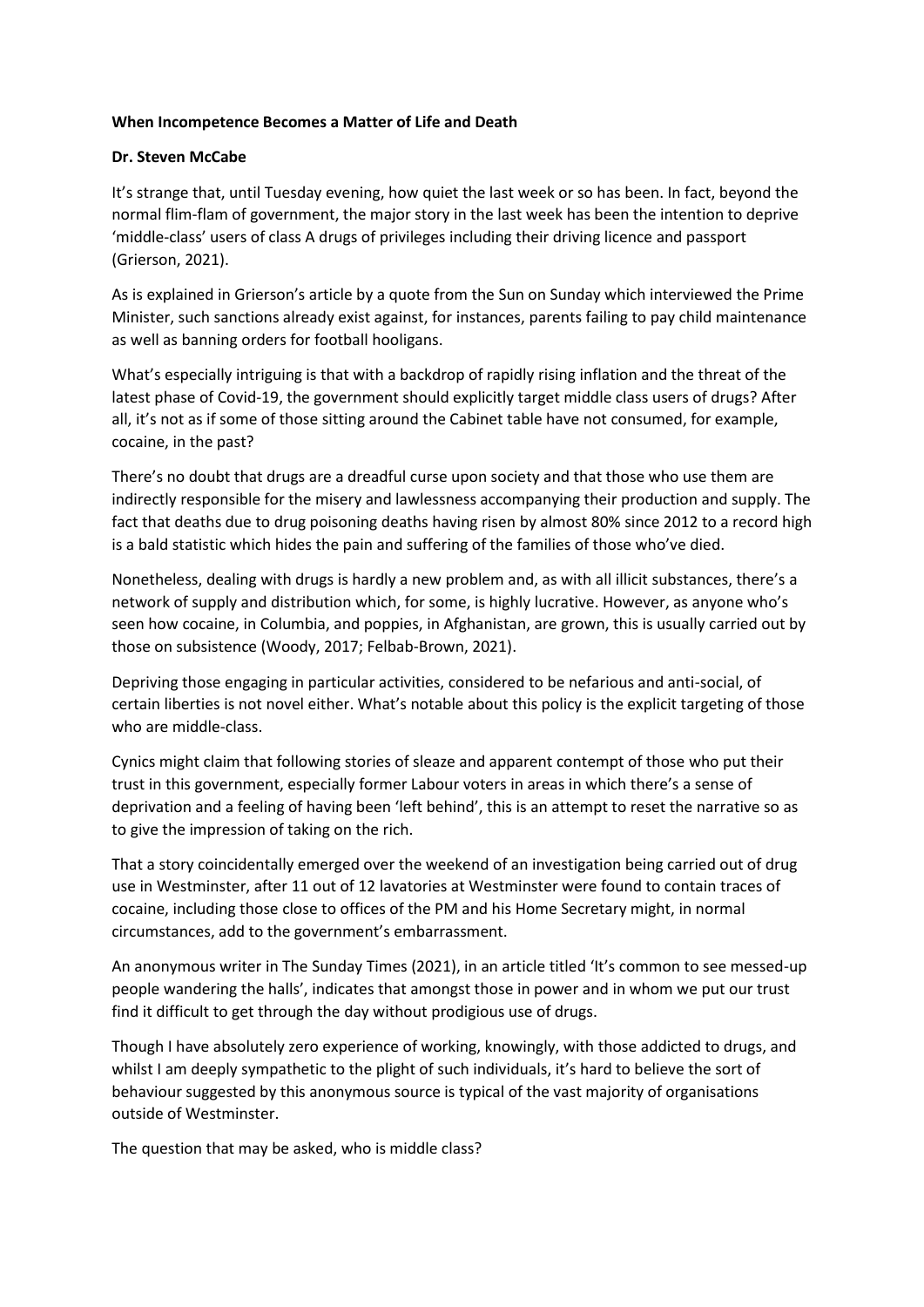**When Incompetence Becomes a Matter of Life and Death**

**Dr. Steven McCabe**

It's strange that, until Tuesday evening, how quiet the last week or so has been. In fact, beyond the normal flim-flam of government, the major story in the last week has been the intention to deprive 'middle-class' users of class A drugs of privileges including their driving licence and passport (Grierson, 2021).

As is explained in Grierson's article by a quote from the Sun on Sunday which interviewed the Prime Minister, such sanctions already exist against, for instances, parents failing to pay child maintenance as well as banning orders for football hooligans.

What's especially intriguing is that with a backdrop of rapidly rising inflation and the threat of the latest phase of Covid-19, the government should explicitly target middle class users of drugs? After all, it's not as if some of those sitting around the Cabinet table have not consumed, for example, cocaine, in the past?

There's no doubt that drugs are a dreadful curse upon society and that those who use them are indirectly responsible for the misery and lawlessness accompanying their production and supply. The fact that deaths due to drug poisoning deaths having risen by almost 80% since 2012 to a record high is a bald statistic which hides the pain and suffering of the families of those who've died.

Nonetheless, dealing with drugs is hardly a new problem and, as with all illicit substances, there's a network of supply and distribution which, for some, is highly lucrative. However, as anyone who's seen how cocaine, in Columbia, and poppies, in Afghanistan, are grown, this is usually carried out by those on subsistence (Woody, 2017; Felbab-Brown, 2021).

Depriving those engaging in particular activities, considered to be nefarious and anti-social, of certain liberties is not novel either. What's notable about this policy is the explicit targeting of those who are middle-class.

Cynics might claim that following stories of sleaze and apparent contempt of those who put their trust in this government, especially former Labour voters in areas in which there's a sense of deprivation and a feeling of having been 'left behind', this is an attempt to reset the narrative so as to give the impression of taking on the rich.

That a story coincidentally emerged over the weekend of an investigation being carried out of drug use in Westminster, after 11 out of 12 lavatories at Westminster were found to contain traces of cocaine, including those close to offices of the PM and his Home Secretary might, in normal circumstances, add to the government's embarrassment.

An anonymous writer in The Sunday Times (2021), in an article titled 'It's common to see messed-up people wandering the halls', indicates that amongst those in power and in whom we put our trust find it difficult to get through the day without prodigious use of drugs.

Though I have absolutely zero experience of working, knowingly, with those addicted to drugs, and whilst I am deeply sympathetic to the plight of such individuals, it's hard to believe the sort of behaviour suggested by this anonymous source is typical of the vast majority of organisations outside of Westminster.

The question that may be asked, who is middle class?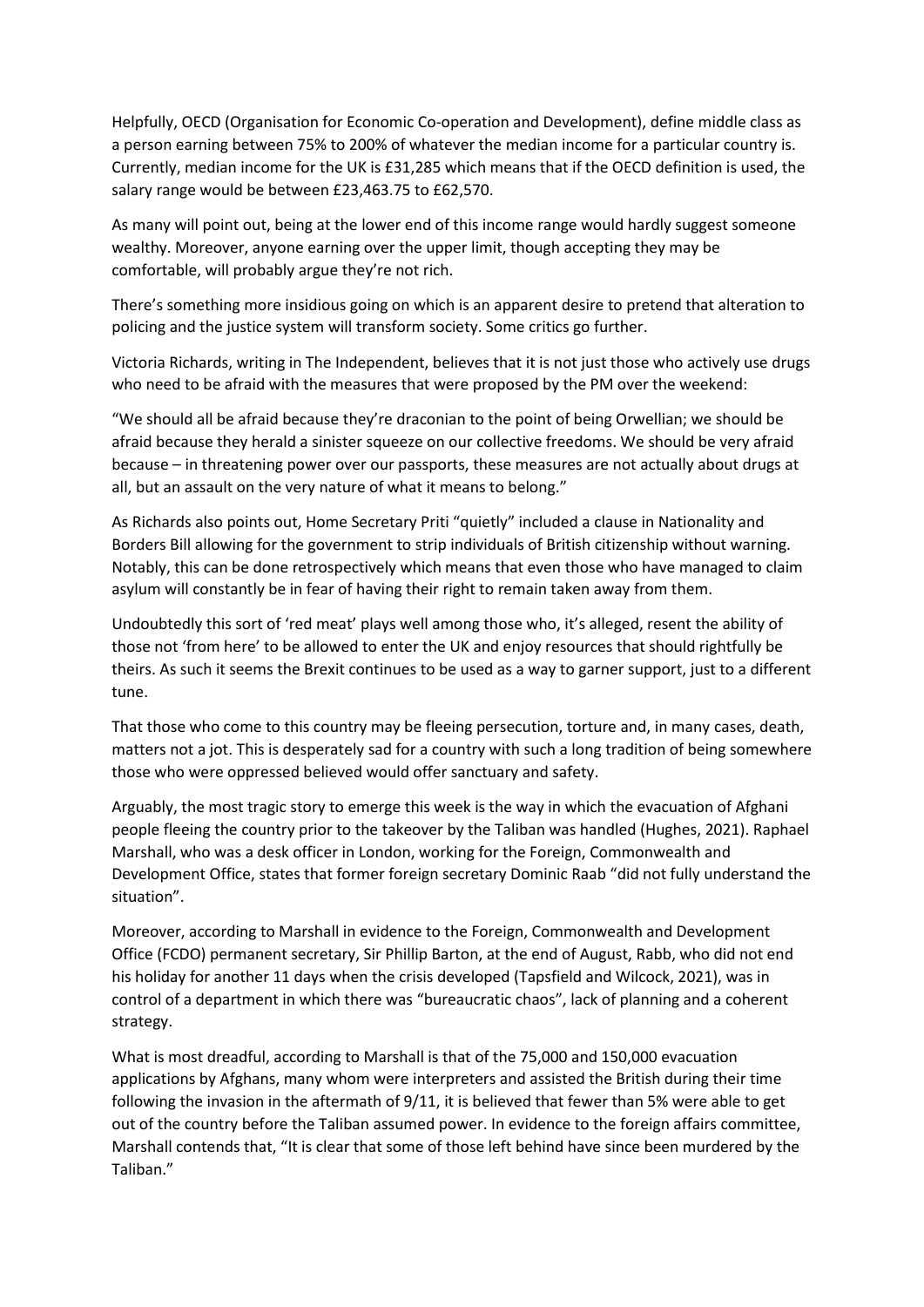Helpfully, OECD (Organisation for Economic Co-operation and Development), define middle class as a person earning between 75% to 200% of whatever the median income for a particular country is. Currently, median income for the UK is £31,285 which means that if the OECD definition is used, the salary range would be between £23,463.75 to £62,570.

As many will point out, being at the lower end of this income range would hardly suggest someone wealthy. Moreover, anyone earning over the upper limit, though accepting they may be comfortable, will probably argue they're not rich.

There's something more insidious going on which is an apparent desire to pretend that alteration to policing and the justice system will transform society. Some critics go further.

Victoria Richards, writing in The Independent, believes that it is not just those who actively use drugs who need to be afraid with the measures that were proposed by the PM over the weekend:

"We should all be afraid because they're draconian to the point of being Orwellian; we should be afraid because they herald a sinister squeeze on our collective freedoms. We should be very afraid because – in threatening power over our passports, these measures are not actually about drugs at all, but an assault on the very nature of what it means to belong."

As Richards also points out, Home Secretary Priti "quietly" included a clause in Nationality and Borders Bill allowing for the government to strip individuals of British citizenship without warning. Notably, this can be done retrospectively which means that even those who have managed to claim asylum will constantly be in fear of having their right to remain taken away from them.

Undoubtedly this sort of 'red meat' plays well among those who, it's alleged, resent the ability of those not 'from here' to be allowed to enter the UK and enjoy resources that should rightfully be theirs. As such it seems the Brexit continues to be used as a way to garner support, just to a different tune.

That those who come to this country may be fleeing persecution, torture and, in many cases, death, matters not a jot. This is desperately sad for a country with such a long tradition of being somewhere those who were oppressed believed would offer sanctuary and safety.

Arguably, the most tragic story to emerge this week is the way in which the evacuation of Afghani people fleeing the country prior to the takeover by the Taliban was handled (Hughes, 2021). Raphael Marshall, who was a desk officer in London, working for the Foreign, Commonwealth and Development Office, states that former foreign secretary Dominic Raab "did not fully understand the situation".

Moreover, according to Marshall in evidence to the Foreign, Commonwealth and Development Office (FCDO) permanent secretary, Sir Phillip Barton, at the end of August, Rabb, who did not end his holiday for another 11 days when the crisis developed (Tapsfield and Wilcock, 2021), was in control of a department in which there was "bureaucratic chaos", lack of planning and a coherent strategy.

What is most dreadful, according to Marshall is that of the 75,000 and 150,000 evacuation applications by Afghans, many whom were interpreters and assisted the British during their time following the invasion in the aftermath of 9/11, it is believed that fewer than 5% were able to get out of the country before the Taliban assumed power. In evidence to the foreign affairs committee, Marshall contends that, "It is clear that some of those left behind have since been murdered by the Taliban."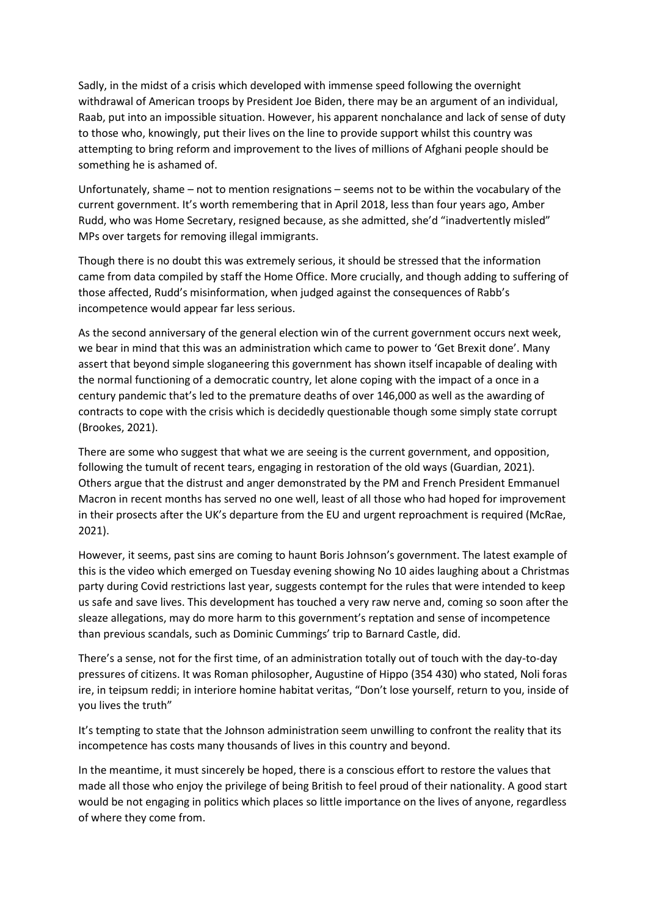Sadly, in the midst of a crisis which developed with immense speed following the overnight withdrawal of American troops by President Joe Biden, there may be an argument of an individual, Raab, put into an impossible situation. However, his apparent nonchalance and lack of sense of duty to those who, knowingly, put their lives on the line to provide support whilst this country was attempting to bring reform and improvement to the lives of millions of Afghani people should be something he is ashamed of.

Unfortunately, shame – not to mention resignations – seems not to be within the vocabulary of the current government. It's worth remembering that in April 2018, less than four years ago, Amber Rudd, who was Home Secretary, resigned because, as she admitted, she'd "inadvertently misled" MPs over targets for removing illegal immigrants.

Though there is no doubt this was extremely serious, it should be stressed that the information came from data compiled by staff the Home Office. More crucially, and though adding to suffering of those affected, Rudd's misinformation, when judged against the consequences of Rabb's incompetence would appear far less serious.

As the second anniversary of the general election win of the current government occurs next week, we bear in mind that this was an administration which came to power to 'Get Brexit done'. Many assert that beyond simple sloganeering this government has shown itself incapable of dealing with the normal functioning of a democratic country, let alone coping with the impact of a once in a century pandemic that's led to the premature deaths of over 146,000 as well as the awarding of contracts to cope with the crisis which is decidedly questionable though some simply state corrupt (Brookes, 2021).

There are some who suggest that what we are seeing is the current government, and opposition, following the tumult of recent tears, engaging in restoration of the old ways (Guardian, 2021). Others argue that the distrust and anger demonstrated by the PM and French President Emmanuel Macron in recent months has served no one well, least of all those who had hoped for improvement in their prosects after the UK's departure from the EU and urgent reproachment is required (McRae, 2021).

However, it seems, past sins are coming to haunt Boris Johnson's government. The latest example of this is the video which emerged on Tuesday evening showing No 10 aides laughing about a Christmas party during Covid restrictions last year, suggests contempt for the rules that were intended to keep us safe and save lives. This development has touched a very raw nerve and, coming so soon after the sleaze allegations, may do more harm to this government's reptation and sense of incompetence than previous scandals, such as Dominic Cummings' trip to Barnard Castle, did.

There's a sense, not for the first time, of an administration totally out of touch with the day-to-day pressures of citizens. It was Roman philosopher, Augustine of Hippo (354 430) who stated, Noli foras ire, in teipsum reddi; in interiore homine habitat veritas, "Don't lose yourself, return to you, inside of you lives the truth"

It's tempting to state that the Johnson administration seem unwilling to confront the reality that its incompetence has costs many thousands of lives in this country and beyond.

In the meantime, it must sincerely be hoped, there is a conscious effort to restore the values that made all those who enjoy the privilege of being British to feel proud of their nationality. A good start would be not engaging in politics which places so little importance on the lives of anyone, regardless of where they come from.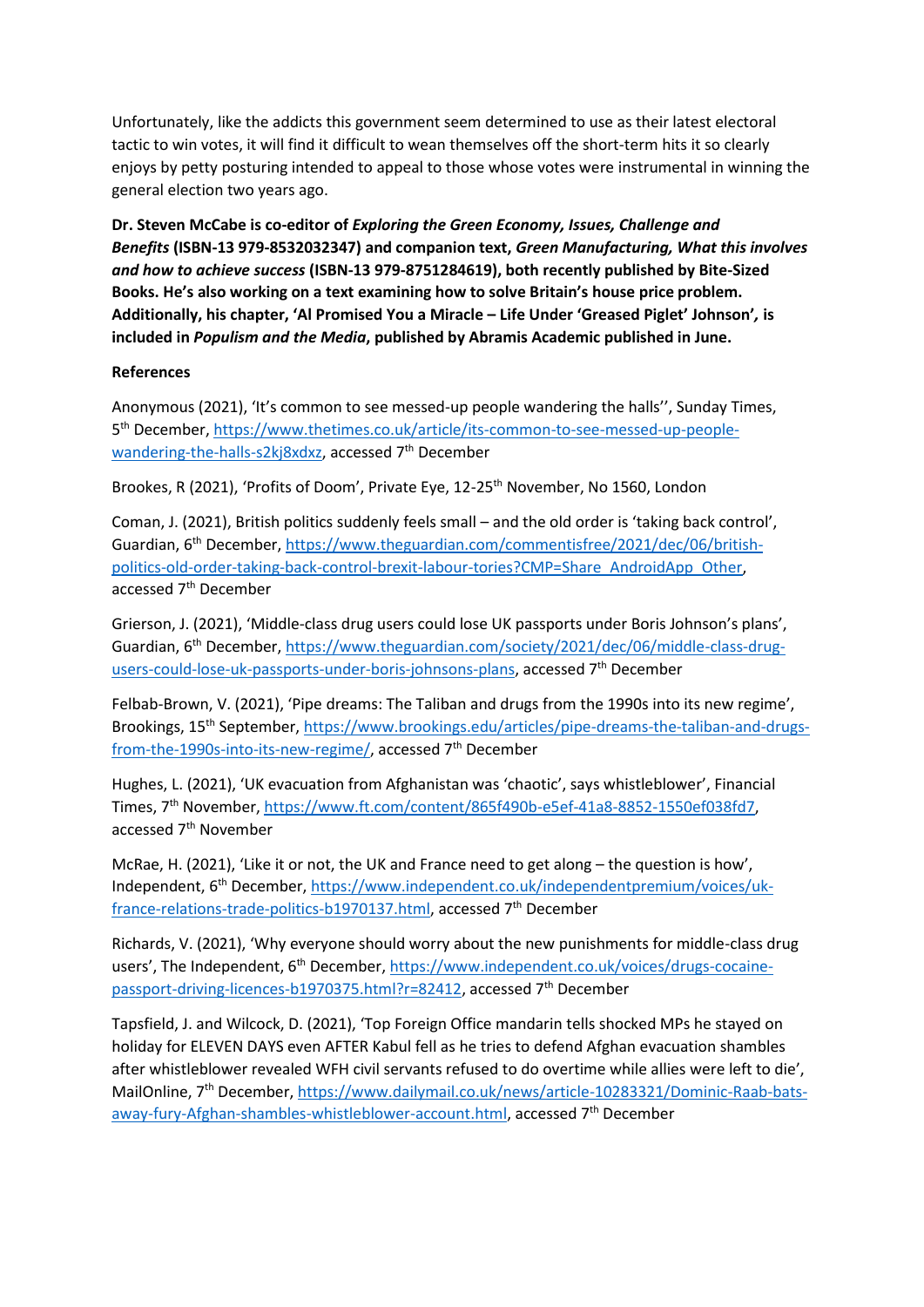Unfortunately, like the addicts this government seem determined to use as their latest electoral tactic to win votes, it will find it difficult to wean themselves off the short-term hits it so clearly enjoys by petty posturing intended to appeal to those whose votes were instrumental in winning the general election two years ago.

**Dr. Steven McCabe is co-editor of *Exploring the Green Economy, Issues, Challenge and Benefits* (ISBN-13 979-8532032347) and companion text, *Green Manufacturing, What this involves and how to achieve success* (ISBN-13 979-8751284619), both recently published by Bite-Sized Books. He's also working on a text examining how to solve Britain's house price problem. Additionally, his chapter, 'Al Promised You a Miracle – Life Under 'Greased Piglet' Johnson', is included in *Populism and the Media*, published by Abramis Academic published in June.**

**References**

Anonymous (2021), 'It's common to see messed-up people wandering the halls'', Sunday Times, 5th December, https://www.thetimes.co.uk/article/its-common-to-see-messed-up-people-wandering-the-halls-s2kj8xdxz, accessed 7th December

Brookes, R (2021), 'Profits of Doom', Private Eye, 12-25th November, No 1560, London

Coman, J. (2021), British politics suddenly feels small – and the old order is 'taking back control', Guardian, 6th December, https://www.theguardian.com/commentisfree/2021/dec/06/british-politics-old-order-taking-back-control-brexit-labour-tories?CMP=Share_AndroidApp_Other, accessed 7th December

Grierson, J. (2021), 'Middle-class drug users could lose UK passports under Boris Johnson's plans', Guardian, 6th December, https://www.theguardian.com/society/2021/dec/06/middle-class-drug-users-could-lose-uk-passports-under-boris-johnsons-plans, accessed 7th December

Felbab-Brown, V. (2021), 'Pipe dreams: The Taliban and drugs from the 1990s into its new regime', Brookings, 15th September, https://www.brookings.edu/articles/pipe-dreams-the-taliban-and-drugs-from-the-1990s-into-its-new-regime/, accessed 7th December

Hughes, L. (2021), 'UK evacuation from Afghanistan was 'chaotic', says whistleblower', Financial Times, 7th November, https://www.ft.com/content/865f490b-e5ef-41a8-8852-1550ef038fd7, accessed 7th November

McRae, H. (2021), 'Like it or not, the UK and France need to get along – the question is how', Independent, 6th December, https://www.independent.co.uk/independentpremium/voices/uk-france-relations-trade-politics-b1970137.html, accessed 7th December

Richards, V. (2021), 'Why everyone should worry about the new punishments for middle-class drug users', The Independent, 6th December, https://www.independent.co.uk/voices/drugs-cocaine-passport-driving-licences-b1970375.html?r=82412, accessed 7th December

Tapsfield, J. and Wilcock, D. (2021), 'Top Foreign Office mandarin tells shocked MPs he stayed on holiday for ELEVEN DAYS even AFTER Kabul fell as he tries to defend Afghan evacuation shambles after whistleblower revealed WFH civil servants refused to do overtime while allies were left to die', MailOnline, 7th December, https://www.dailymail.co.uk/news/article-10283321/Dominic-Raab-bats-away-fury-Afghan-shambles-whistleblower-account.html, accessed 7th December